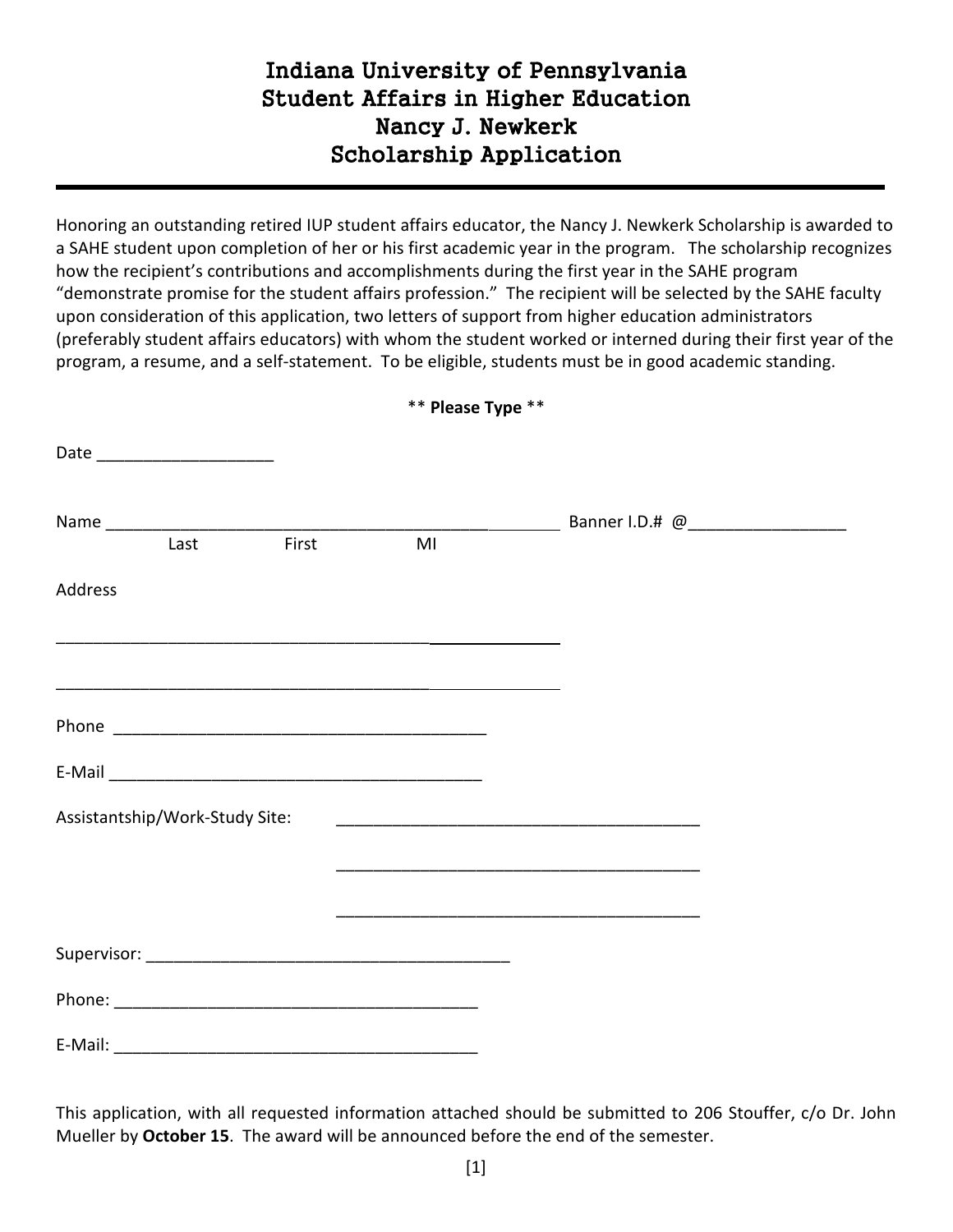# Indiana University of Pennsylvania
# Student Affairs in Higher Education
# Nancy J. Newkerk
# Scholarship Application

---

Honoring an outstanding retired IUP student affairs educator, the Nancy J. Newkerk Scholarship is awarded to a SAHE student upon completion of her or his first academic year in the program. The scholarship recognizes how the recipient's contributions and accomplishments during the first year in the SAHE program "demonstrate promise for the student affairs profession." The recipient will be selected by the SAHE faculty upon consideration of this application, two letters of support from higher education administrators (preferably student affairs educators) with whom the student worked or interned during their first year of the program, a resume, and a self-statement. To be eligible, students must be in good academic standing.

** **Please Type** **

Date ___________________

Name _______________________________________________ Banner I.D.# @_________________
Last First MI

Address

_______________________________________________________

_______________________________________________________

Phone _________________________________________

E-Mail _________________________________________

Assistantship/Work-Study Site: ________________________________________

________________________________________

________________________________________

Supervisor: ________________________________________

Phone: ________________________________________

E-Mail: ________________________________________

This application, with all requested information attached should be submitted to 206 Stouffer, c/o Dr. John Mueller by **October 15**. The award will be announced before the end of the semester.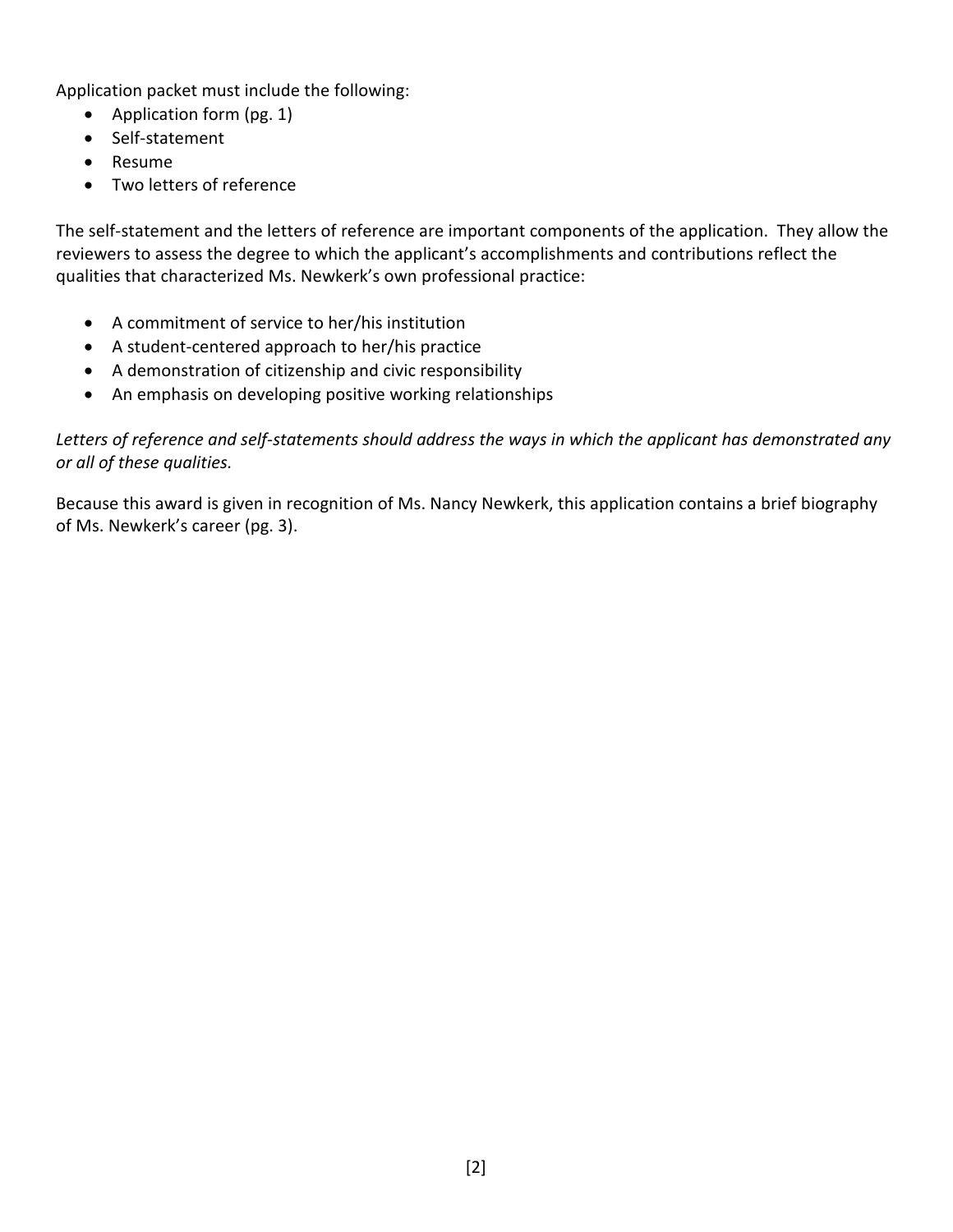Application packet must include the following:

- Application form (pg. 1)
- Self-statement
- Resume
- Two letters of reference

The self-statement and the letters of reference are important components of the application. They allow the reviewers to assess the degree to which the applicant's accomplishments and contributions reflect the qualities that characterized Ms. Newkerk's own professional practice:

- A commitment of service to her/his institution
- A student-centered approach to her/his practice
- A demonstration of citizenship and civic responsibility
- An emphasis on developing positive working relationships

*Letters of reference and self-statements should address the ways in which the applicant has demonstrated any or all of these qualities.*

Because this award is given in recognition of Ms. Nancy Newkerk, this application contains a brief biography of Ms. Newkerk's career (pg. 3).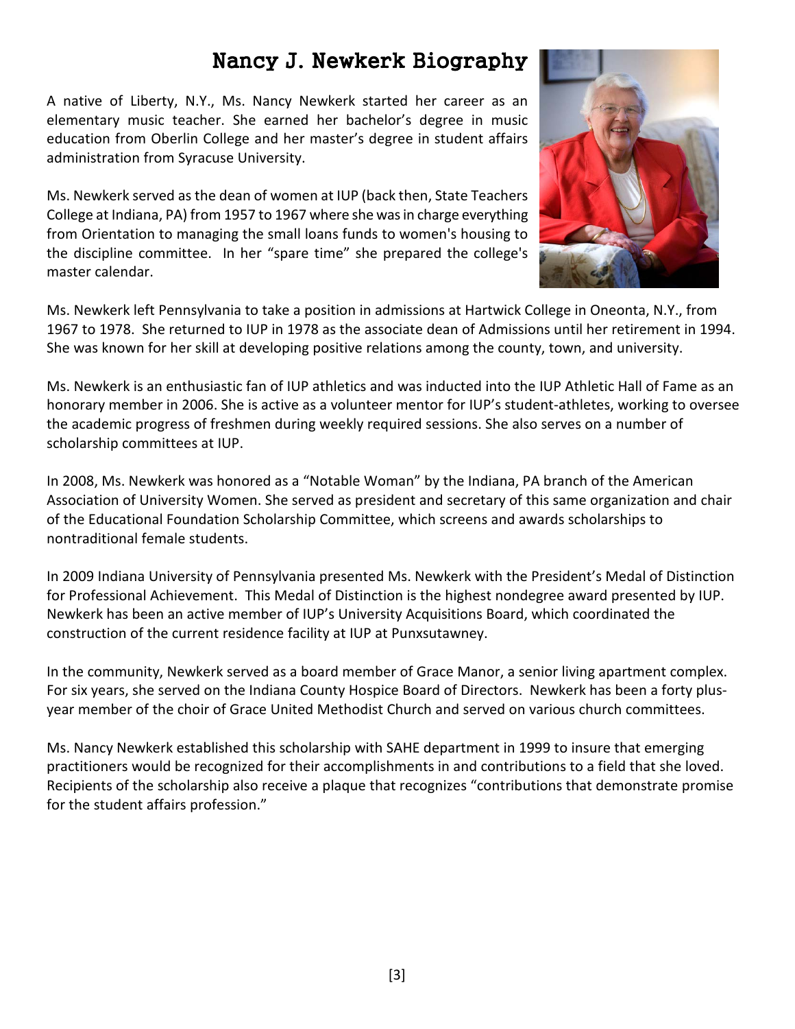# Nancy J. Newkerk Biography

A native of Liberty, N.Y., Ms. Nancy Newkerk started her career as an elementary music teacher. She earned her bachelor's degree in music education from Oberlin College and her master's degree in student affairs administration from Syracuse University.

Ms. Newkerk served as the dean of women at IUP (back then, State Teachers College at Indiana, PA) from 1957 to 1967 where she was in charge everything from Orientation to managing the small loans funds to women's housing to the discipline committee. In her "spare time" she prepared the college's master calendar.

Ms. Newkerk left Pennsylvania to take a position in admissions at Hartwick College in Oneonta, N.Y., from 1967 to 1978. She returned to IUP in 1978 as the associate dean of Admissions until her retirement in 1994. She was known for her skill at developing positive relations among the county, town, and university.

Ms. Newkerk is an enthusiastic fan of IUP athletics and was inducted into the IUP Athletic Hall of Fame as an honorary member in 2006. She is active as a volunteer mentor for IUP's student-athletes, working to oversee the academic progress of freshmen during weekly required sessions. She also serves on a number of scholarship committees at IUP.

In 2008, Ms. Newkerk was honored as a "Notable Woman" by the Indiana, PA branch of the American Association of University Women. She served as president and secretary of this same organization and chair of the Educational Foundation Scholarship Committee, which screens and awards scholarships to nontraditional female students.

In 2009 Indiana University of Pennsylvania presented Ms. Newkerk with the President's Medal of Distinction for Professional Achievement. This Medal of Distinction is the highest nondegree award presented by IUP. Newkerk has been an active member of IUP's University Acquisitions Board, which coordinated the construction of the current residence facility at IUP at Punxsutawney.

In the community, Newkerk served as a board member of Grace Manor, a senior living apartment complex. For six years, she served on the Indiana County Hospice Board of Directors. Newkerk has been a forty plus-year member of the choir of Grace United Methodist Church and served on various church committees.

Ms. Nancy Newkerk established this scholarship with SAHE department in 1999 to insure that emerging practitioners would be recognized for their accomplishments in and contributions to a field that she loved. Recipients of the scholarship also receive a plaque that recognizes "contributions that demonstrate promise for the student affairs profession."